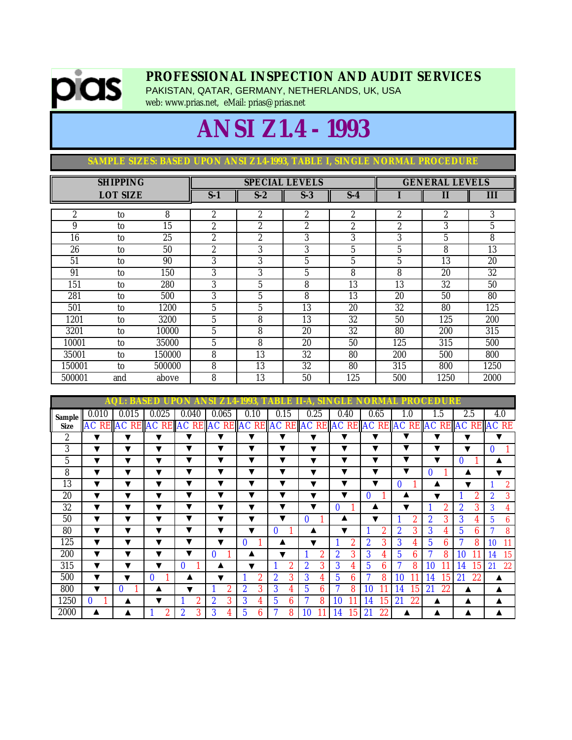**PROFESSIONAL INSPECTION AND AUDIT SERVICES**

PAKISTAN, QATAR, GERMANY, NETHERLANDS, UK, USA

web: www.prias.net, eMail: prias@prias.net

# ANSI Z1.4 - 1993

## SAMPLE SIZES: BASED UPON ANSI Z1.4-1993, TABLE I, SINGLE NORMAL PROCEDURE

| SHIPPING LOT SIZE | | | SPECIAL LEVELS | | | | GENERAL LEVELS | | |
|---|---|---|---|---|---|---|---|---|---|
| | | | S-1 | S-2 | S-3 | S-4 | I | II | III |
| 2 | to | 8 | 2 | 2 | 2 | 2 | 2 | 2 | 3 |
| 9 | to | 15 | 2 | 2 | 2 | 2 | 2 | 3 | 5 |
| 16 | to | 25 | 2 | 2 | 3 | 3 | 3 | 5 | 8 |
| 26 | to | 50 | 2 | 3 | 3 | 5 | 5 | 8 | 13 |
| 51 | to | 90 | 3 | 3 | 5 | 5 | 5 | 13 | 20 |
| 91 | to | 150 | 3 | 3 | 5 | 8 | 8 | 20 | 32 |
| 151 | to | 280 | 3 | 5 | 8 | 13 | 13 | 32 | 50 |
| 281 | to | 500 | 3 | 5 | 8 | 13 | 20 | 50 | 80 |
| 501 | to | 1200 | 5 | 5 | 13 | 20 | 32 | 80 | 125 |
| 1201 | to | 3200 | 5 | 8 | 13 | 32 | 50 | 125 | 200 |
| 3201 | to | 10000 | 5 | 8 | 20 | 32 | 80 | 200 | 315 |
| 10001 | to | 35000 | 5 | 8 | 20 | 50 | 125 | 315 | 500 |
| 35001 | to | 150000 | 8 | 13 | 32 | 80 | 200 | 500 | 800 |
| 150001 | to | 500000 | 8 | 13 | 32 | 80 | 315 | 800 | 1250 |
| 500001 | and | above | 8 | 13 | 50 | 125 | 500 | 1250 | 2000 |

## AQL: BASED UPON ANSI Z1.4-1993, TABLE II-A, SINGLE NORMAL PROCEDURE

| Sample Size | 0.010 | | 0.015 | | 0.025 | | 0.040 | | 0.065 | | 0.10 | | 0.15 | | 0.25 | | 0.40 | | 0.65 | | 1.0 | | 1.5 | | 2.5 | | 4.0 | |
|---|---|---|---|---|---|---|---|---|---|---|---|---|---|---|---|---|---|---|---|---|---|---|---|---|---|---|---|---|
| | AC | RE | AC | RE | AC | RE | AC | RE | AC | RE | AC | RE | AC | RE | AC | RE | AC | RE | AC | RE | AC | RE | AC | RE | AC | RE | AC | RE |
| 2 | ▼ | | ▼ | | ▼ | | ▼ | | ▼ | | ▼ | | ▼ | | ▼ | | ▼ | | ▼ | | ▼ | | ▼ | | ▼ | | ▼ | |
| 3 | ▼ | | ▼ | | ▼ | | ▼ | | ▼ | | ▼ | | ▼ | | ▼ | | ▼ | | ▼ | | ▼ | | ▼ | | ▼ | | 0 | 1 |
| 5 | ▼ | | ▼ | | ▼ | | ▼ | | ▼ | | ▼ | | ▼ | | ▼ | | ▼ | | ▼ | | ▼ | | ▼ | | 0 | 1 | ▲ | |
| 8 | ▼ | | ▼ | | ▼ | | ▼ | | ▼ | | ▼ | | ▼ | | ▼ | | ▼ | | ▼ | | ▼ | | 0 | 1 | ▲ | | ▼ | |
| 13 | ▼ | | ▼ | | ▼ | | ▼ | | ▼ | | ▼ | | ▼ | | ▼ | | ▼ | | ▼ | | 0 | 1 | ▲ | | ▼ | | 1 | 2 |
| 20 | ▼ | | ▼ | | ▼ | | ▼ | | ▼ | | ▼ | | ▼ | | ▼ | | ▼ | | 0 | 1 | ▲ | | ▼ | | 1 | 2 | 2 | 3 |
| 32 | ▼ | | ▼ | | ▼ | | ▼ | | ▼ | | ▼ | | ▼ | | ▼ | | 0 | 1 | ▲ | | ▼ | | 1 | 2 | 2 | 3 | 3 | 4 |
| 50 | ▼ | | ▼ | | ▼ | | ▼ | | ▼ | | ▼ | | ▼ | | 0 | 1 | ▲ | | ▼ | | 1 | 2 | 2 | 3 | 3 | 4 | 5 | 6 |
| 80 | ▼ | | ▼ | | ▼ | | ▼ | | ▼ | | ▼ | | 0 | 1 | ▲ | | ▼ | | 1 | 2 | 2 | 3 | 3 | 4 | 5 | 6 | 7 | 8 |
| 125 | ▼ | | ▼ | | ▼ | | ▼ | | ▼ | | 0 | 1 | ▲ | | ▼ | | 1 | 2 | 2 | 3 | 3 | 4 | 5 | 6 | 7 | 8 | 10 | 11 |
| 200 | ▼ | | ▼ | | ▼ | | ▼ | | 0 | 1 | ▲ | | ▼ | | 1 | 2 | 2 | 3 | 3 | 4 | 5 | 6 | 7 | 8 | 10 | 11 | 14 | 15 |
| 315 | ▼ | | ▼ | | ▼ | | 0 | 1 | ▲ | | ▼ | | 1 | 2 | 2 | 3 | 3 | 4 | 5 | 6 | 7 | 8 | 10 | 11 | 14 | 15 | 21 | 22 |
| 500 | ▼ | | ▼ | | 0 | 1 | ▲ | | ▼ | | 1 | 2 | 2 | 3 | 3 | 4 | 5 | 6 | 7 | 8 | 10 | 11 | 14 | 15 | 21 | 22 | ▲ | |
| 800 | ▼ | | 0 | 1 | ▲ | | ▼ | | 1 | 2 | 2 | 3 | 3 | 4 | 5 | 6 | 7 | 8 | 10 | 11 | 14 | 15 | 21 | 22 | ▲ | | ▲ | |
| 1250 | 0 | 1 | ▲ | | ▼ | | 1 | 2 | 2 | 3 | 3 | 4 | 5 | 6 | 7 | 8 | 10 | 11 | 14 | 15 | 21 | 22 | ▲ | | ▲ | | ▲ | |
| 2000 | ▲ | | ▲ | | 1 | 2 | 2 | 3 | 3 | 4 | 5 | 6 | 7 | 8 | 10 | 11 | 14 | 15 | 21 | 22 | ▲ | | ▲ | | ▲ | | ▲ | |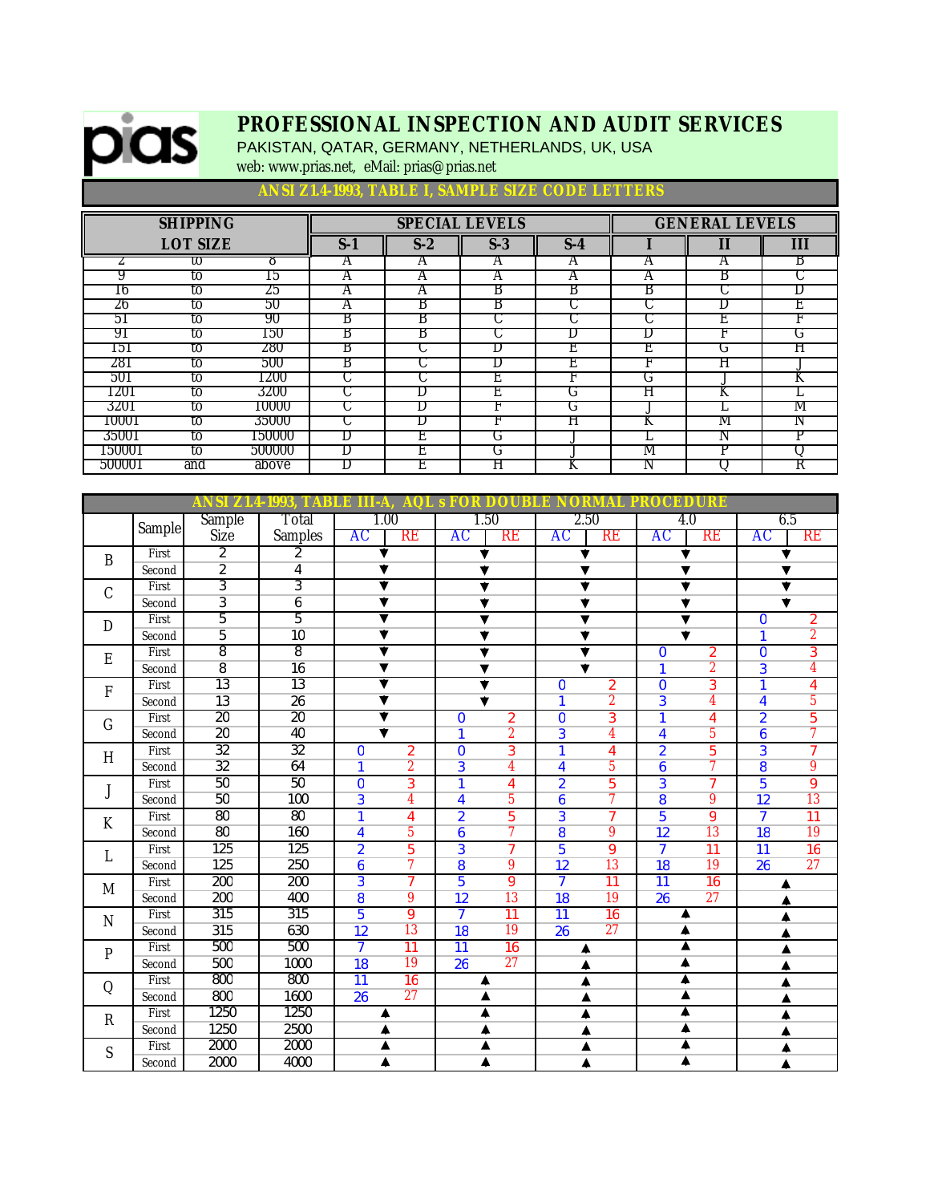**PROFESSIONAL INSPECTION AND AUDIT SERVICES**

PAKISTAN, QATAR, GERMANY, NETHERLANDS, UK, USA

web: www.prias.net, eMail: prias@prias.net

## ANSI Z1.4-1993, TABLE I, SAMPLE SIZE CODE LETTERS

| SHIPPING LOT SIZE | | | SPECIAL LEVELS | | | | GENERAL LEVELS | | |
|---|---|---|---|---|---|---|---|---|---|
| | | | S-1 | S-2 | S-3 | S-4 | I | II | III |
| 2 | to | 8 | A | A | A | A | A | A | B |
| 9 | to | 15 | A | A | A | A | A | B | C |
| 16 | to | 25 | A | A | B | B | B | C | D |
| 26 | to | 50 | A | B | B | C | C | D | E |
| 51 | to | 90 | B | B | C | C | C | E | F |
| 91 | to | 150 | B | B | C | D | D | F | G |
| 151 | to | 280 | B | C | D | E | E | G | H |
| 281 | to | 500 | B | C | D | E | F | H | J |
| 501 | to | 1200 | C | C | E | F | G | J | K |
| 1201 | to | 3200 | C | D | E | G | H | K | L |
| 3201 | to | 10000 | C | D | F | G | J | L | M |
| 10001 | to | 35000 | C | D | F | H | K | M | N |
| 35001 | to | 150000 | D | E | G | J | L | N | P |
| 150001 | to | 500000 | D | E | G | J | M | P | Q |
| 500001 | and | above | D | E | H | K | N | Q | R |

## ANSI Z1.4-1993, TABLE III-A, AQL s FOR DOUBLE NORMAL PROCEDURE

| | Sample | Sample Size | Total Samples | 1.00 AC | 1.00 RE | 1.50 AC | 1.50 RE | 2.50 AC | 2.50 RE | 4.0 AC | 4.0 RE | 6.5 AC | 6.5 RE |
|---|---|---|---|---|---|---|---|---|---|---|---|---|---|
| B | First | 2 | 2 | ▼ | | ▼ | | ▼ | | ▼ | | ▼ | |
| | Second | 2 | 4 | ▼ | | ▼ | | ▼ | | ▼ | | ▼ | |
| C | First | 3 | 3 | ▼ | | ▼ | | ▼ | | ▼ | | ▼ | |
| | Second | 3 | 6 | ▼ | | ▼ | | ▼ | | ▼ | | ▼ | |
| D | First | 5 | 5 | ▼ | | ▼ | | ▼ | | ▼ | | 0 | 2 |
| | Second | 5 | 10 | ▼ | | ▼ | | ▼ | | ▼ | | 1 | 2 |
| E | First | 8 | 8 | ▼ | | ▼ | | ▼ | | 0 | 2 | 0 | 3 |
| | Second | 8 | 16 | ▼ | | ▼ | | ▼ | | 1 | 2 | 3 | 4 |
| F | First | 13 | 13 | ▼ | | ▼ | | 0 | 2 | 0 | 3 | 1 | 4 |
| | Second | 13 | 26 | ▼ | | ▼ | | 1 | 2 | 3 | 4 | 4 | 5 |
| G | First | 20 | 20 | ▼ | | 0 | 2 | 0 | 3 | 1 | 4 | 2 | 5 |
| | Second | 20 | 40 | ▼ | | 1 | 2 | 3 | 4 | 4 | 5 | 6 | 7 |
| H | First | 32 | 32 | 0 | 2 | 0 | 3 | 1 | 4 | 2 | 5 | 3 | 7 |
| | Second | 32 | 64 | 1 | 2 | 3 | 4 | 4 | 5 | 6 | 7 | 8 | 9 |
| J | First | 50 | 50 | 0 | 3 | 1 | 4 | 2 | 5 | 3 | 7 | 5 | 9 |
| | Second | 50 | 100 | 3 | 4 | 4 | 5 | 6 | 7 | 8 | 9 | 12 | 13 |
| K | First | 80 | 80 | 1 | 4 | 2 | 5 | 3 | 7 | 5 | 9 | 7 | 11 |
| | Second | 80 | 160 | 4 | 5 | 6 | 7 | 8 | 9 | 12 | 13 | 18 | 19 |
| L | First | 125 | 125 | 2 | 5 | 3 | 7 | 5 | 9 | 7 | 11 | 11 | 16 |
| | Second | 125 | 250 | 6 | 7 | 8 | 9 | 12 | 13 | 18 | 19 | 26 | 27 |
| M | First | 200 | 200 | 3 | 7 | 5 | 9 | 7 | 11 | 11 | 16 | ▲ | |
| | Second | 200 | 400 | 8 | 9 | 12 | 13 | 18 | 19 | 26 | 27 | ▲ | |
| N | First | 315 | 315 | 5 | 9 | 7 | 11 | 11 | 16 | ▲ | | ▲ | |
| | Second | 315 | 630 | 12 | 13 | 18 | 19 | 26 | 27 | ▲ | | ▲ | |
| P | First | 500 | 500 | 7 | 11 | 11 | 16 | ▲ | | ▲ | | ▲ | |
| | Second | 500 | 1000 | 18 | 19 | 26 | 27 | ▲ | | ▲ | | ▲ | |
| Q | First | 800 | 800 | 11 | 16 | ▲ | | ▲ | | ▲ | | ▲ | |
| | Second | 800 | 1600 | 26 | 27 | ▲ | | ▲ | | ▲ | | ▲ | |
| R | First | 1250 | 1250 | ▲ | | ▲ | | ▲ | | ▲ | | ▲ | |
| | Second | 1250 | 2500 | ▲ | | ▲ | | ▲ | | ▲ | | ▲ | |
| S | First | 2000 | 2000 | ▲ | | ▲ | | ▲ | | ▲ | | ▲ | |
| | Second | 2000 | 4000 | ▲ | | ▲ | | ▲ | | ▲ | | ▲ | |